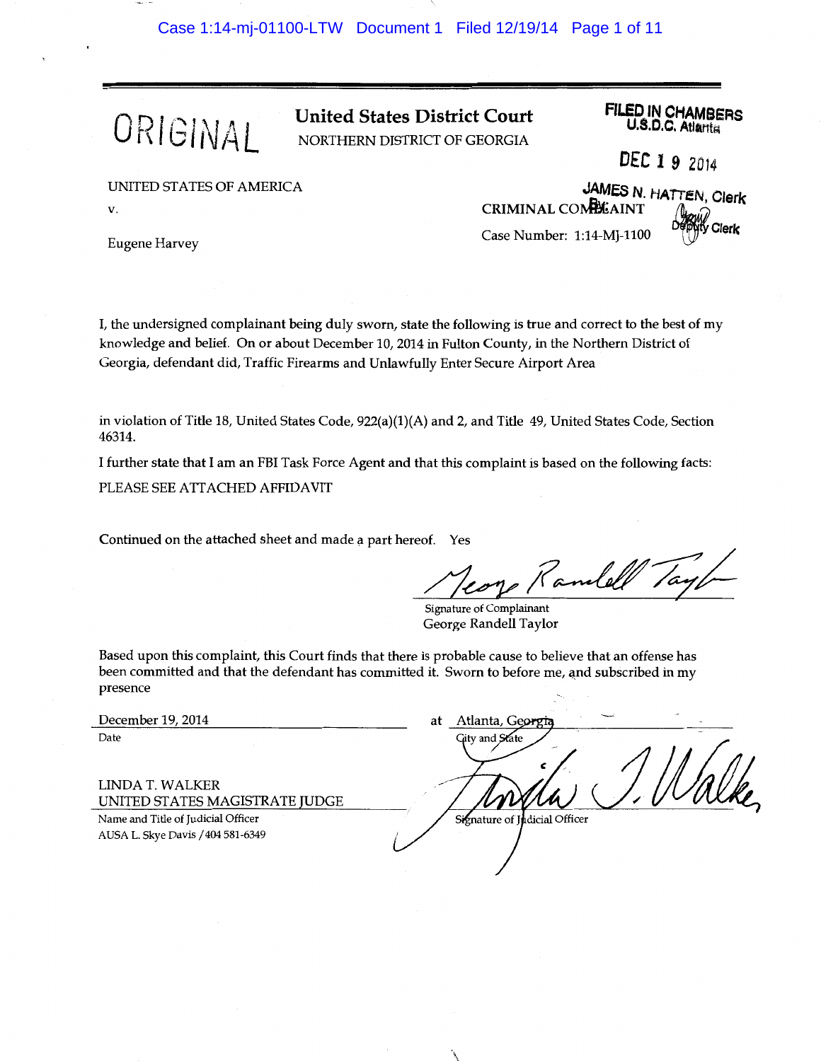ORIGINAL

# United States District Court
NORTHERN DISTRICT OF GEORGIA

FILED IN CHAMBERS
U.S.D.C. Atlanta

DEC 19 2014

JAMES N. HATTEN, Clerk
By: Deputy Clerk

UNITED STATES OF AMERICA

v.

Eugene Harvey

CRIMINAL COMPLAINT

Case Number: 1:14-MJ-1100

I, the undersigned complainant being duly sworn, state the following is true and correct to the best of my knowledge and belief. On or about December 10, 2014 in Fulton County, in the Northern District of Georgia, defendant did, Traffic Firearms and Unlawfully Enter Secure Airport Area

in violation of Title 18, United States Code, 922(a)(1)(A) and 2, and Title 49, United States Code, Section 46314.

I further state that I am an FBI Task Force Agent and that this complaint is based on the following facts:

PLEASE SEE ATTACHED AFFIDAVIT

Continued on the attached sheet and made a part hereof. Yes

Signature of Complainant
George Randell Taylor

Based upon this complaint, this Court finds that there is probable cause to believe that an offense has been committed and that the defendant has committed it. Sworn to before me, and subscribed in my presence

December 19, 2014 at Atlanta, Georgia
Date City and State

LINDA T. WALKER
UNITED STATES MAGISTRATE JUDGE
Name and Title of Judicial Officer
AUSA L. Skye Davis / 404 581-6349

Signature of Judicial Officer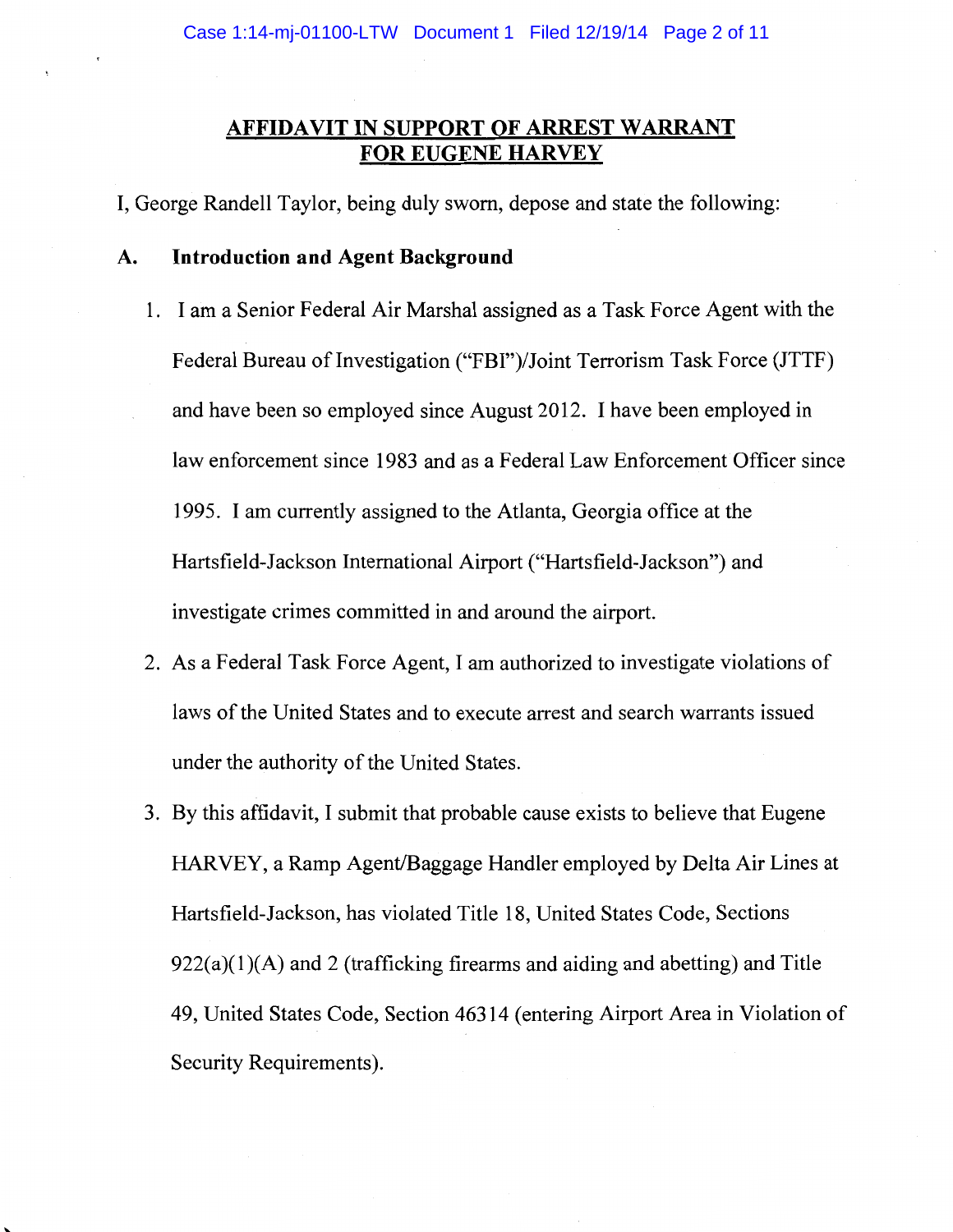## AFFIDAVIT IN SUPPORT OF ARREST WARRANT FOR EUGENE HARVEY

I, George Randell Taylor, being duly sworn, depose and state the following:

### A. Introduction and Agent Background

1. I am a Senior Federal Air Marshal assigned as a Task Force Agent with the Federal Bureau of Investigation ("FBI")/Joint Terrorism Task Force (JTTF) and have been so employed since August 2012. I have been employed in law enforcement since 1983 and as a Federal Law Enforcement Officer since 1995. I am currently assigned to the Atlanta, Georgia office at the Hartsfield-Jackson International Airport ("Hartsfield-Jackson") and investigate crimes committed in and around the airport.

2. As a Federal Task Force Agent, I am authorized to investigate violations of laws of the United States and to execute arrest and search warrants issued under the authority of the United States.

3. By this affidavit, I submit that probable cause exists to believe that Eugene HARVEY, a Ramp Agent/Baggage Handler employed by Delta Air Lines at Hartsfield-Jackson, has violated Title 18, United States Code, Sections 922(a)(1)(A) and 2 (trafficking firearms and aiding and abetting) and Title 49, United States Code, Section 46314 (entering Airport Area in Violation of Security Requirements).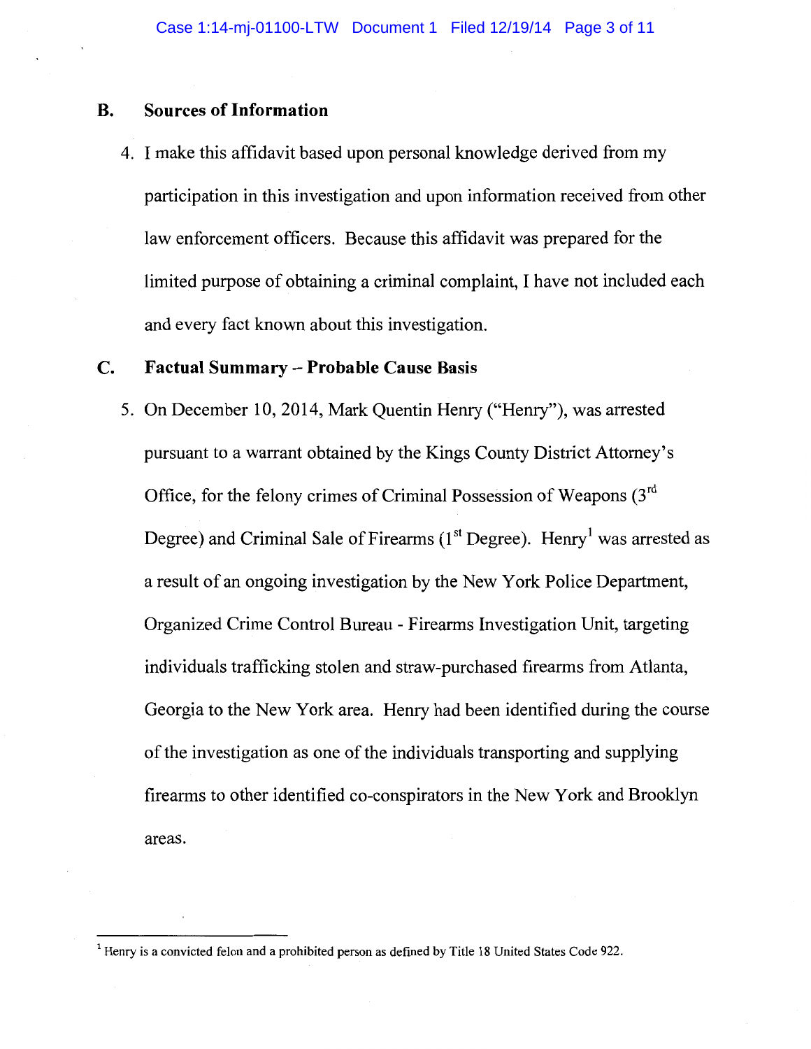## B. Sources of Information

4. I make this affidavit based upon personal knowledge derived from my participation in this investigation and upon information received from other law enforcement officers. Because this affidavit was prepared for the limited purpose of obtaining a criminal complaint, I have not included each and every fact known about this investigation.

## C. Factual Summary – Probable Cause Basis

5. On December 10, 2014, Mark Quentin Henry ("Henry"), was arrested pursuant to a warrant obtained by the Kings County District Attorney's Office, for the felony crimes of Criminal Possession of Weapons (3rd Degree) and Criminal Sale of Firearms (1st Degree). Henry[1] was arrested as a result of an ongoing investigation by the New York Police Department, Organized Crime Control Bureau - Firearms Investigation Unit, targeting individuals trafficking stolen and straw-purchased firearms from Atlanta, Georgia to the New York area. Henry had been identified during the course of the investigation as one of the individuals transporting and supplying firearms to other identified co-conspirators in the New York and Brooklyn areas.

---

[1] Henry is a convicted felon and a prohibited person as defined by Title 18 United States Code 922.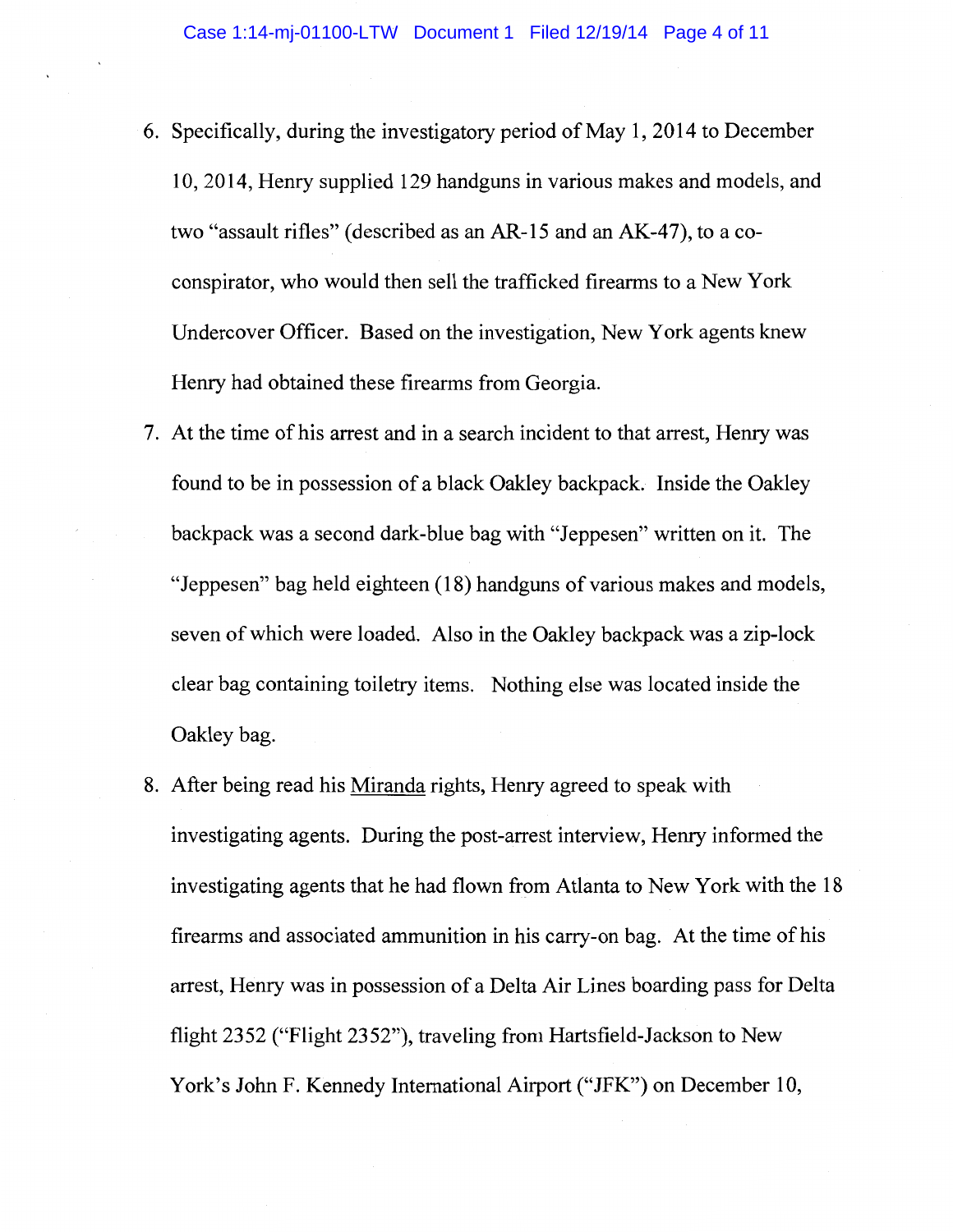6. Specifically, during the investigatory period of May 1, 2014 to December 10, 2014, Henry supplied 129 handguns in various makes and models, and two "assault rifles" (described as an AR-15 and an AK-47), to a co-conspirator, who would then sell the trafficked firearms to a New York Undercover Officer. Based on the investigation, New York agents knew Henry had obtained these firearms from Georgia.

7. At the time of his arrest and in a search incident to that arrest, Henry was found to be in possession of a black Oakley backpack. Inside the Oakley backpack was a second dark-blue bag with "Jeppesen" written on it. The "Jeppesen" bag held eighteen (18) handguns of various makes and models, seven of which were loaded. Also in the Oakley backpack was a zip-lock clear bag containing toiletry items. Nothing else was located inside the Oakley bag.

8. After being read his Miranda rights, Henry agreed to speak with investigating agents. During the post-arrest interview, Henry informed the investigating agents that he had flown from Atlanta to New York with the 18 firearms and associated ammunition in his carry-on bag. At the time of his arrest, Henry was in possession of a Delta Air Lines boarding pass for Delta flight 2352 ("Flight 2352"), traveling from Hartsfield-Jackson to New York's John F. Kennedy International Airport ("JFK") on December 10,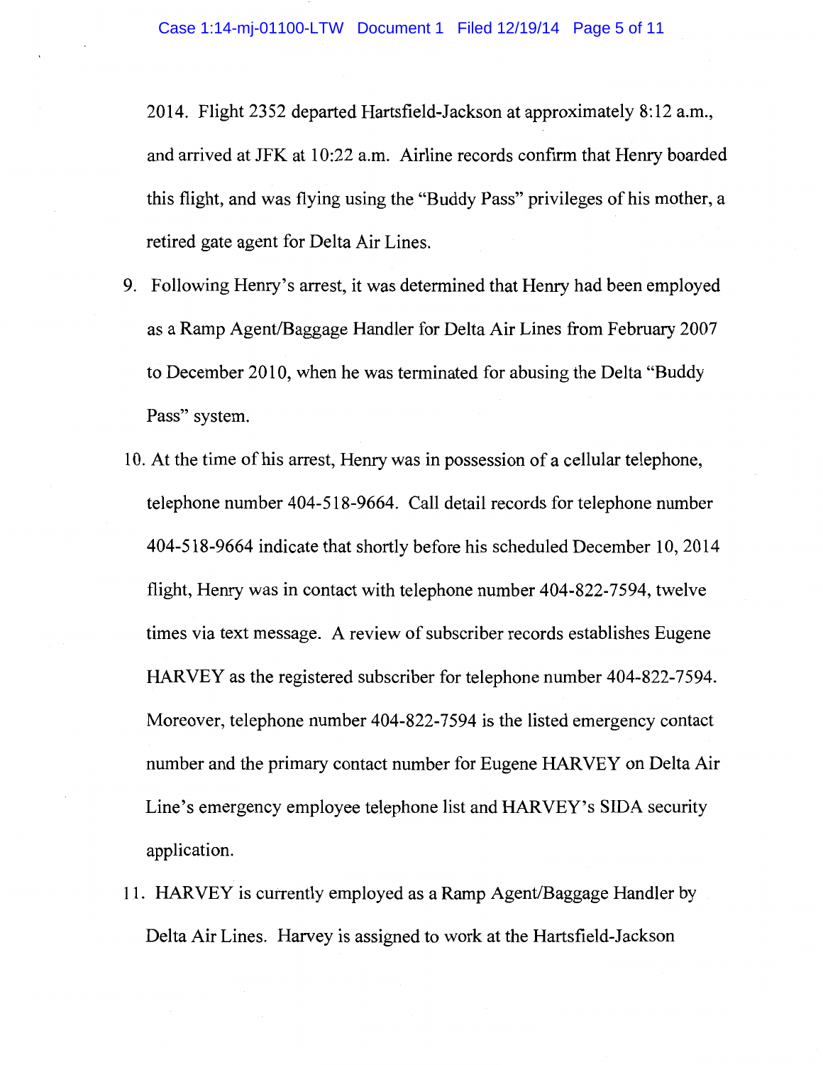2014. Flight 2352 departed Hartsfield-Jackson at approximately 8:12 a.m., and arrived at JFK at 10:22 a.m. Airline records confirm that Henry boarded this flight, and was flying using the "Buddy Pass" privileges of his mother, a retired gate agent for Delta Air Lines.

9. Following Henry's arrest, it was determined that Henry had been employed as a Ramp Agent/Baggage Handler for Delta Air Lines from February 2007 to December 2010, when he was terminated for abusing the Delta "Buddy Pass" system.

10. At the time of his arrest, Henry was in possession of a cellular telephone, telephone number 404-518-9664. Call detail records for telephone number 404-518-9664 indicate that shortly before his scheduled December 10, 2014 flight, Henry was in contact with telephone number 404-822-7594, twelve times via text message. A review of subscriber records establishes Eugene HARVEY as the registered subscriber for telephone number 404-822-7594. Moreover, telephone number 404-822-7594 is the listed emergency contact number and the primary contact number for Eugene HARVEY on Delta Air Line's emergency employee telephone list and HARVEY's SIDA security application.

11. HARVEY is currently employed as a Ramp Agent/Baggage Handler by Delta Air Lines. Harvey is assigned to work at the Hartsfield-Jackson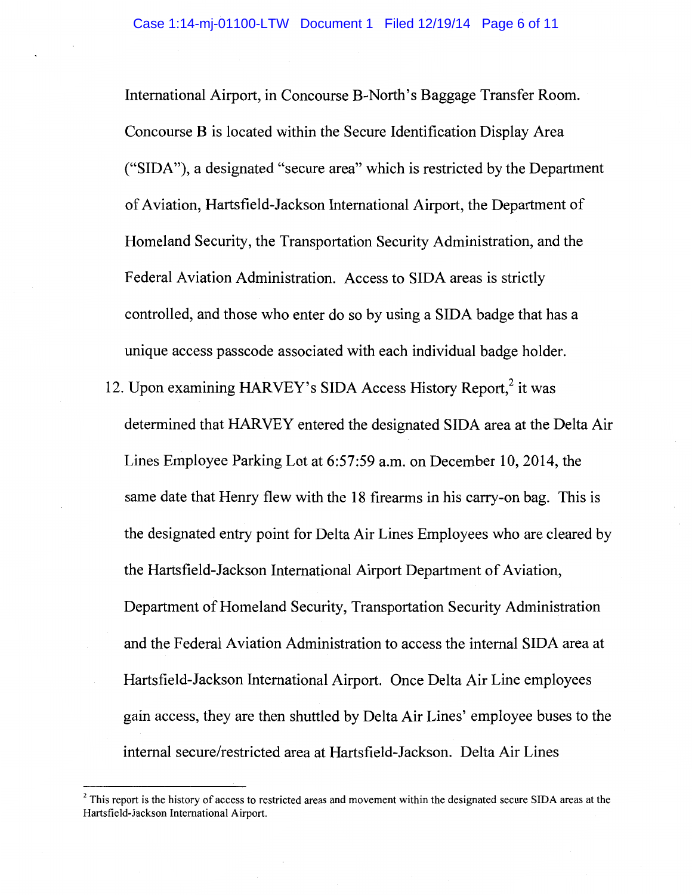International Airport, in Concourse B-North's Baggage Transfer Room. Concourse B is located within the Secure Identification Display Area ("SIDA"), a designated "secure area" which is restricted by the Department of Aviation, Hartsfield-Jackson International Airport, the Department of Homeland Security, the Transportation Security Administration, and the Federal Aviation Administration. Access to SIDA areas is strictly controlled, and those who enter do so by using a SIDA badge that has a unique access passcode associated with each individual badge holder.

12. Upon examining HARVEY's SIDA Access History Report,[2] it was determined that HARVEY entered the designated SIDA area at the Delta Air Lines Employee Parking Lot at 6:57:59 a.m. on December 10, 2014, the same date that Henry flew with the 18 firearms in his carry-on bag. This is the designated entry point for Delta Air Lines Employees who are cleared by the Hartsfield-Jackson International Airport Department of Aviation, Department of Homeland Security, Transportation Security Administration and the Federal Aviation Administration to access the internal SIDA area at Hartsfield-Jackson International Airport. Once Delta Air Line employees gain access, they are then shuttled by Delta Air Lines' employee buses to the internal secure/restricted area at Hartsfield-Jackson. Delta Air Lines

---

[2] This report is the history of access to restricted areas and movement within the designated secure SIDA areas at the Hartsfield-Jackson International Airport.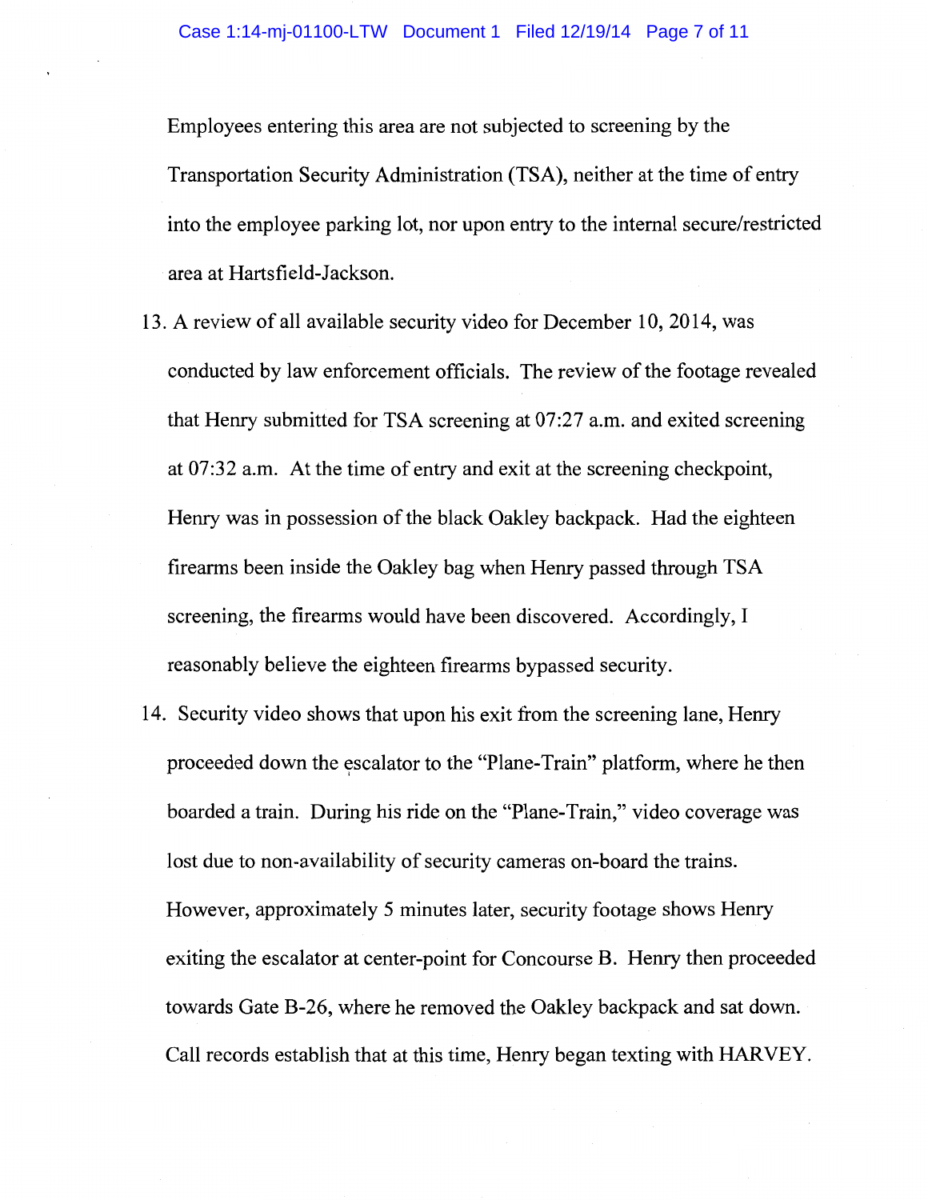Employees entering this area are not subjected to screening by the Transportation Security Administration (TSA), neither at the time of entry into the employee parking lot, nor upon entry to the internal secure/restricted area at Hartsfield-Jackson.

13. A review of all available security video for December 10, 2014, was conducted by law enforcement officials. The review of the footage revealed that Henry submitted for TSA screening at 07:27 a.m. and exited screening at 07:32 a.m. At the time of entry and exit at the screening checkpoint, Henry was in possession of the black Oakley backpack. Had the eighteen firearms been inside the Oakley bag when Henry passed through TSA screening, the firearms would have been discovered. Accordingly, I reasonably believe the eighteen firearms bypassed security.

14. Security video shows that upon his exit from the screening lane, Henry proceeded down the escalator to the "Plane-Train" platform, where he then boarded a train. During his ride on the "Plane-Train," video coverage was lost due to non-availability of security cameras on-board the trains. However, approximately 5 minutes later, security footage shows Henry exiting the escalator at center-point for Concourse B. Henry then proceeded towards Gate B-26, where he removed the Oakley backpack and sat down. Call records establish that at this time, Henry began texting with HARVEY.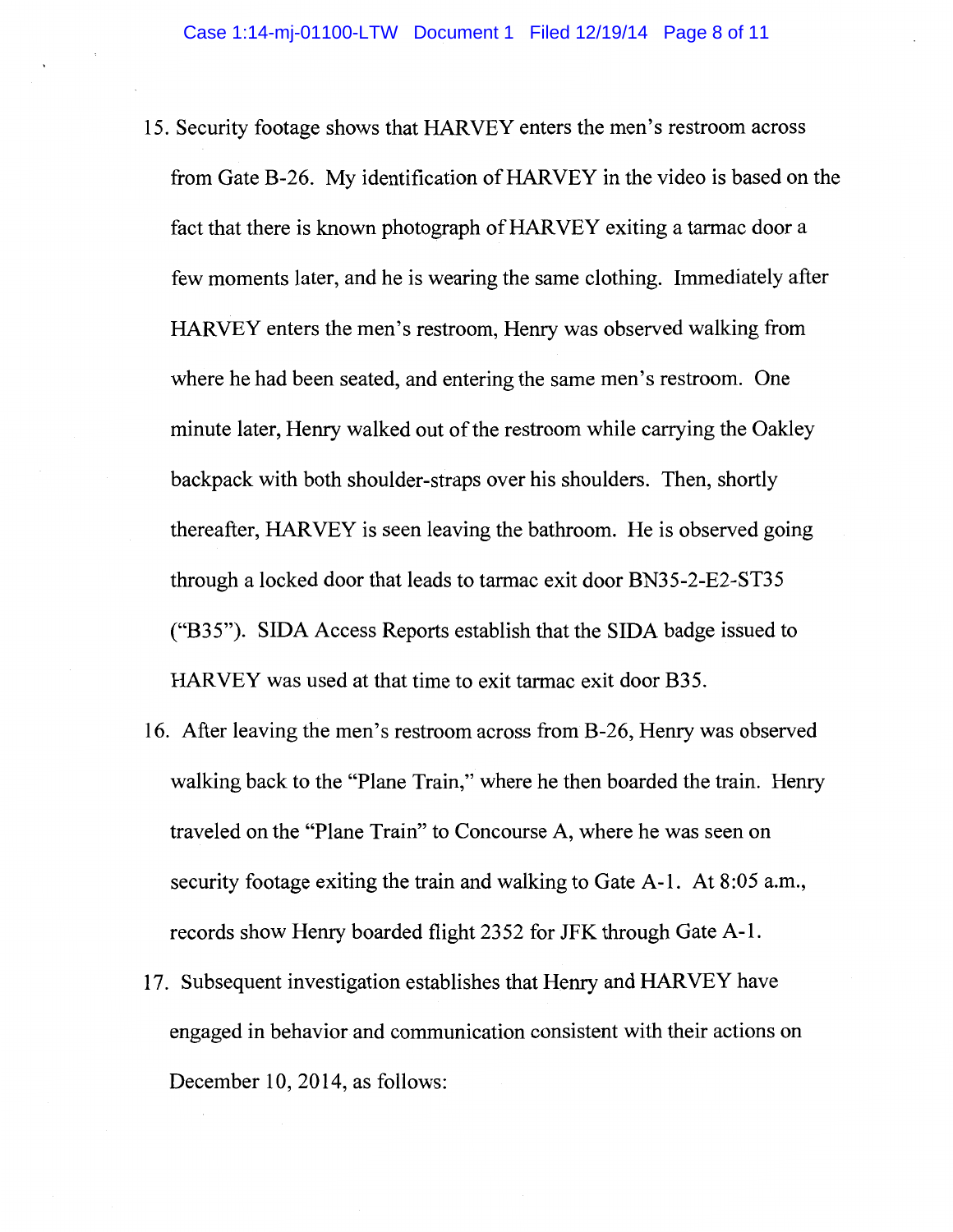15. Security footage shows that HARVEY enters the men's restroom across from Gate B-26. My identification of HARVEY in the video is based on the fact that there is known photograph of HARVEY exiting a tarmac door a few moments later, and he is wearing the same clothing. Immediately after HARVEY enters the men's restroom, Henry was observed walking from where he had been seated, and entering the same men's restroom. One minute later, Henry walked out of the restroom while carrying the Oakley backpack with both shoulder-straps over his shoulders. Then, shortly thereafter, HARVEY is seen leaving the bathroom. He is observed going through a locked door that leads to tarmac exit door BN35-2-E2-ST35 ("B35"). SIDA Access Reports establish that the SIDA badge issued to HARVEY was used at that time to exit tarmac exit door B35.

16. After leaving the men's restroom across from B-26, Henry was observed walking back to the "Plane Train," where he then boarded the train. Henry traveled on the "Plane Train" to Concourse A, where he was seen on security footage exiting the train and walking to Gate A-1. At 8:05 a.m., records show Henry boarded flight 2352 for JFK through Gate A-1.

17. Subsequent investigation establishes that Henry and HARVEY have engaged in behavior and communication consistent with their actions on December 10, 2014, as follows: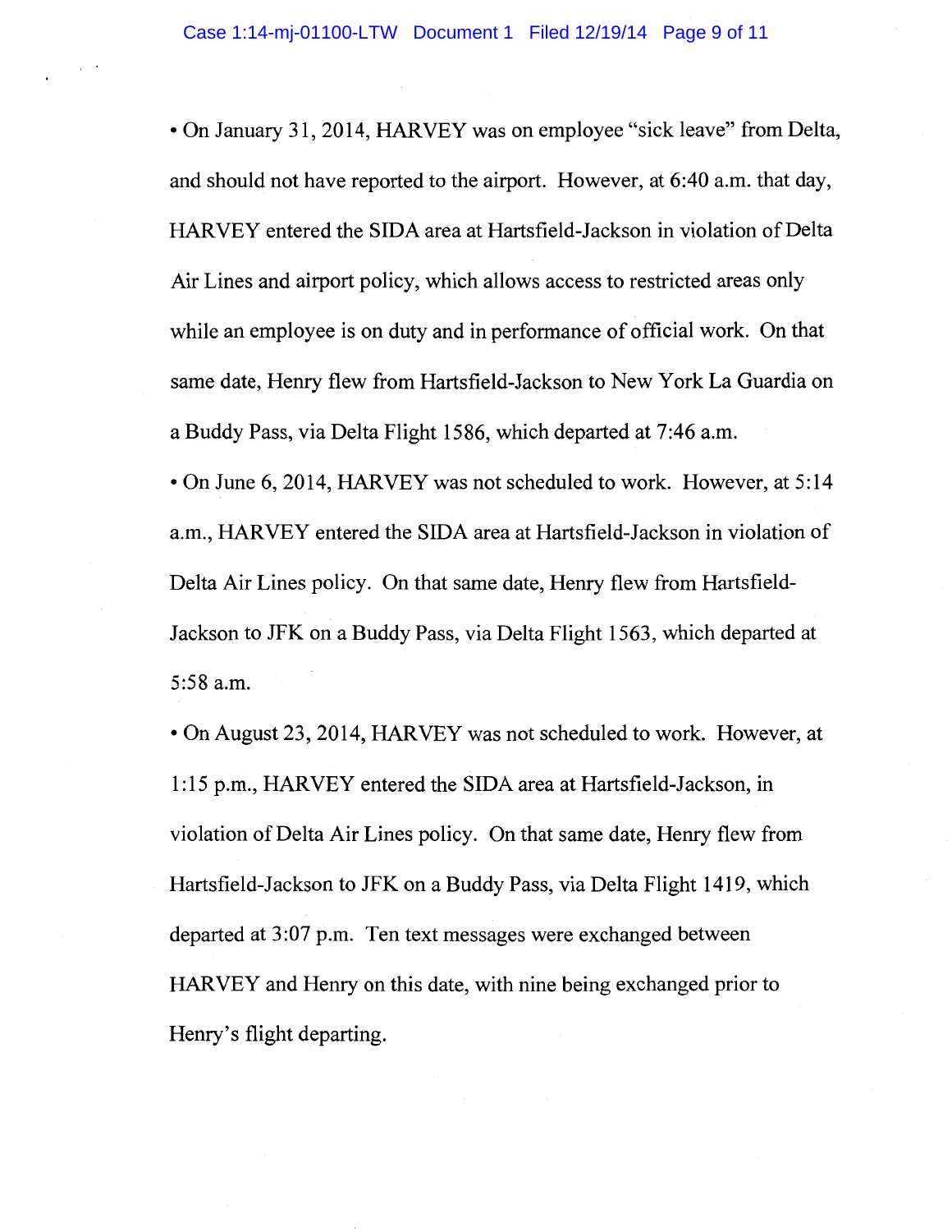- On January 31, 2014, HARVEY was on employee "sick leave" from Delta, and should not have reported to the airport. However, at 6:40 a.m. that day, HARVEY entered the SIDA area at Hartsfield-Jackson in violation of Delta Air Lines and airport policy, which allows access to restricted areas only while an employee is on duty and in performance of official work. On that same date, Henry flew from Hartsfield-Jackson to New York La Guardia on a Buddy Pass, via Delta Flight 1586, which departed at 7:46 a.m.
- On June 6, 2014, HARVEY was not scheduled to work. However, at 5:14 a.m., HARVEY entered the SIDA area at Hartsfield-Jackson in violation of Delta Air Lines policy. On that same date, Henry flew from Hartsfield-Jackson to JFK on a Buddy Pass, via Delta Flight 1563, which departed at 5:58 a.m.
- On August 23, 2014, HARVEY was not scheduled to work. However, at 1:15 p.m., HARVEY entered the SIDA area at Hartsfield-Jackson, in violation of Delta Air Lines policy. On that same date, Henry flew from Hartsfield-Jackson to JFK on a Buddy Pass, via Delta Flight 1419, which departed at 3:07 p.m. Ten text messages were exchanged between HARVEY and Henry on this date, with nine being exchanged prior to Henry's flight departing.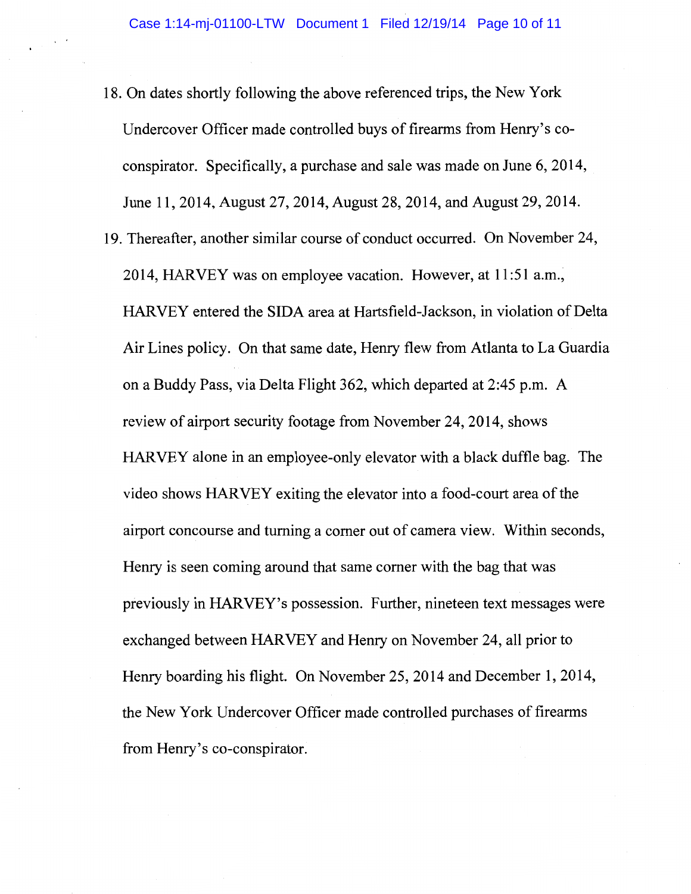18. On dates shortly following the above referenced trips, the New York Undercover Officer made controlled buys of firearms from Henry's co-conspirator. Specifically, a purchase and sale was made on June 6, 2014, June 11, 2014, August 27, 2014, August 28, 2014, and August 29, 2014.

19. Thereafter, another similar course of conduct occurred. On November 24, 2014, HARVEY was on employee vacation. However, at 11:51 a.m., HARVEY entered the SIDA area at Hartsfield-Jackson, in violation of Delta Air Lines policy. On that same date, Henry flew from Atlanta to La Guardia on a Buddy Pass, via Delta Flight 362, which departed at 2:45 p.m. A review of airport security footage from November 24, 2014, shows HARVEY alone in an employee-only elevator with a black duffle bag. The video shows HARVEY exiting the elevator into a food-court area of the airport concourse and turning a corner out of camera view. Within seconds, Henry is seen coming around that same corner with the bag that was previously in HARVEY's possession. Further, nineteen text messages were exchanged between HARVEY and Henry on November 24, all prior to Henry boarding his flight. On November 25, 2014 and December 1, 2014, the New York Undercover Officer made controlled purchases of firearms from Henry's co-conspirator.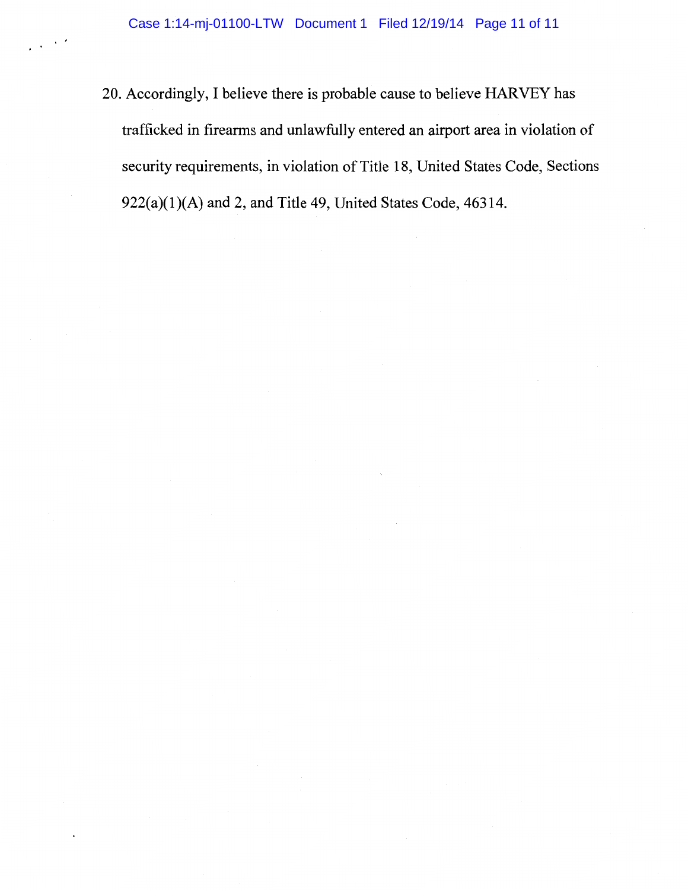20. Accordingly, I believe there is probable cause to believe HARVEY has trafficked in firearms and unlawfully entered an airport area in violation of security requirements, in violation of Title 18, United States Code, Sections 922(a)(1)(A) and 2, and Title 49, United States Code, 46314.